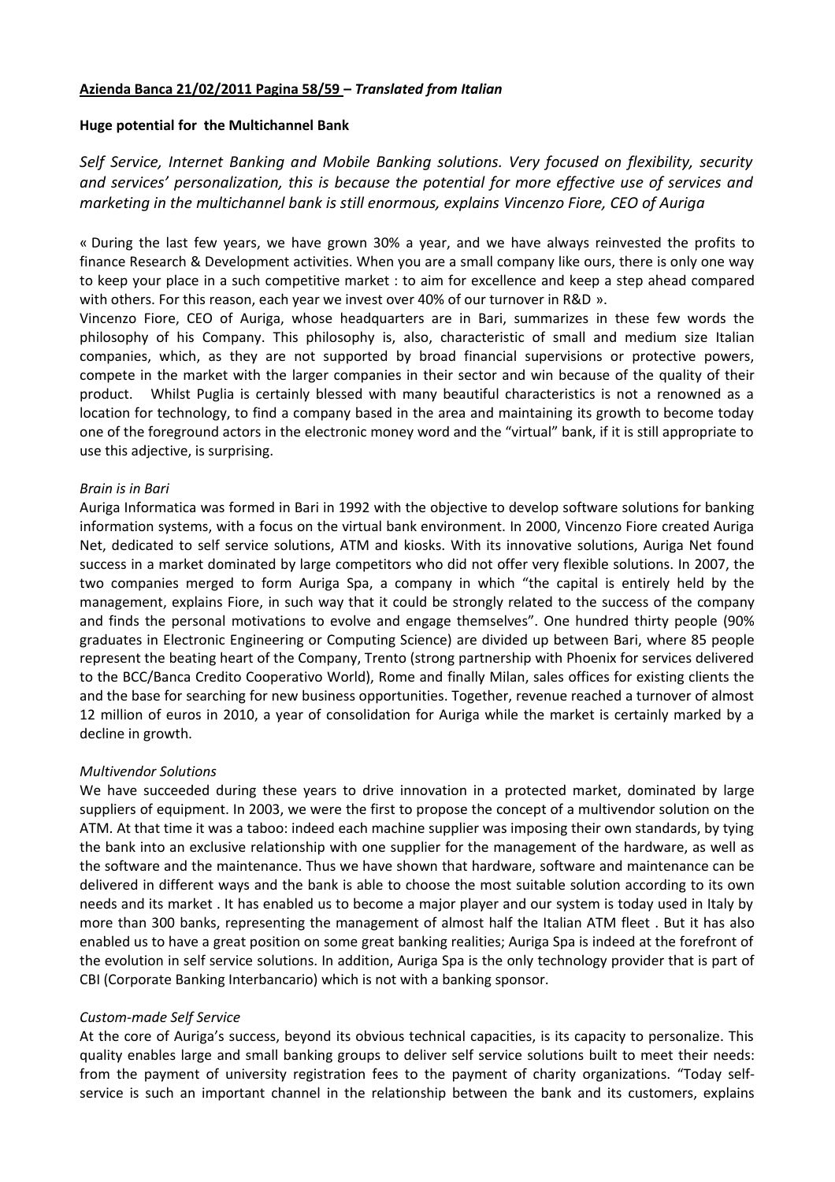**Azienda Banca 21/02/2011 Pagina 58/59 – *Translated from Italian***

**Huge potential for the Multichannel Bank**

*Self Service, Internet Banking and Mobile Banking solutions. Very focused on flexibility, security and services' personalization, this is because the potential for more effective use of services and marketing in the multichannel bank is still enormous, explains Vincenzo Fiore, CEO of Auriga*

« During the last few years, we have grown 30% a year, and we have always reinvested the profits to finance Research & Development activities. When you are a small company like ours, there is only one way to keep your place in a such competitive market : to aim for excellence and keep a step ahead compared with others. For this reason, each year we invest over 40% of our turnover in R&D ».

Vincenzo Fiore, CEO of Auriga, whose headquarters are in Bari, summarizes in these few words the philosophy of his Company. This philosophy is, also, characteristic of small and medium size Italian companies, which, as they are not supported by broad financial supervisions or protective powers, compete in the market with the larger companies in their sector and win because of the quality of their product. Whilst Puglia is certainly blessed with many beautiful characteristics is not a renowned as a location for technology, to find a company based in the area and maintaining its growth to become today one of the foreground actors in the electronic money word and the "virtual" bank, if it is still appropriate to use this adjective, is surprising.

*Brain is in Bari*

Auriga Informatica was formed in Bari in 1992 with the objective to develop software solutions for banking information systems, with a focus on the virtual bank environment. In 2000, Vincenzo Fiore created Auriga Net, dedicated to self service solutions, ATM and kiosks. With its innovative solutions, Auriga Net found success in a market dominated by large competitors who did not offer very flexible solutions. In 2007, the two companies merged to form Auriga Spa, a company in which "the capital is entirely held by the management, explains Fiore, in such way that it could be strongly related to the success of the company and finds the personal motivations to evolve and engage themselves". One hundred thirty people (90% graduates in Electronic Engineering or Computing Science) are divided up between Bari, where 85 people represent the beating heart of the Company, Trento (strong partnership with Phoenix for services delivered to the BCC/Banca Credito Cooperativo World), Rome and finally Milan, sales offices for existing clients the and the base for searching for new business opportunities. Together, revenue reached a turnover of almost 12 million of euros in 2010, a year of consolidation for Auriga while the market is certainly marked by a decline in growth.

*Multivendor Solutions*

We have succeeded during these years to drive innovation in a protected market, dominated by large suppliers of equipment. In 2003, we were the first to propose the concept of a multivendor solution on the ATM. At that time it was a taboo: indeed each machine supplier was imposing their own standards, by tying the bank into an exclusive relationship with one supplier for the management of the hardware, as well as the software and the maintenance. Thus we have shown that hardware, software and maintenance can be delivered in different ways and the bank is able to choose the most suitable solution according to its own needs and its market . It has enabled us to become a major player and our system is today used in Italy by more than 300 banks, representing the management of almost half the Italian ATM fleet . But it has also enabled us to have a great position on some great banking realities; Auriga Spa is indeed at the forefront of the evolution in self service solutions. In addition, Auriga Spa is the only technology provider that is part of CBI (Corporate Banking Interbancario) which is not with a banking sponsor.

*Custom-made Self Service*

At the core of Auriga's success, beyond its obvious technical capacities, is its capacity to personalize. This quality enables large and small banking groups to deliver self service solutions built to meet their needs: from the payment of university registration fees to the payment of charity organizations. "Today self-service is such an important channel in the relationship between the bank and its customers, explains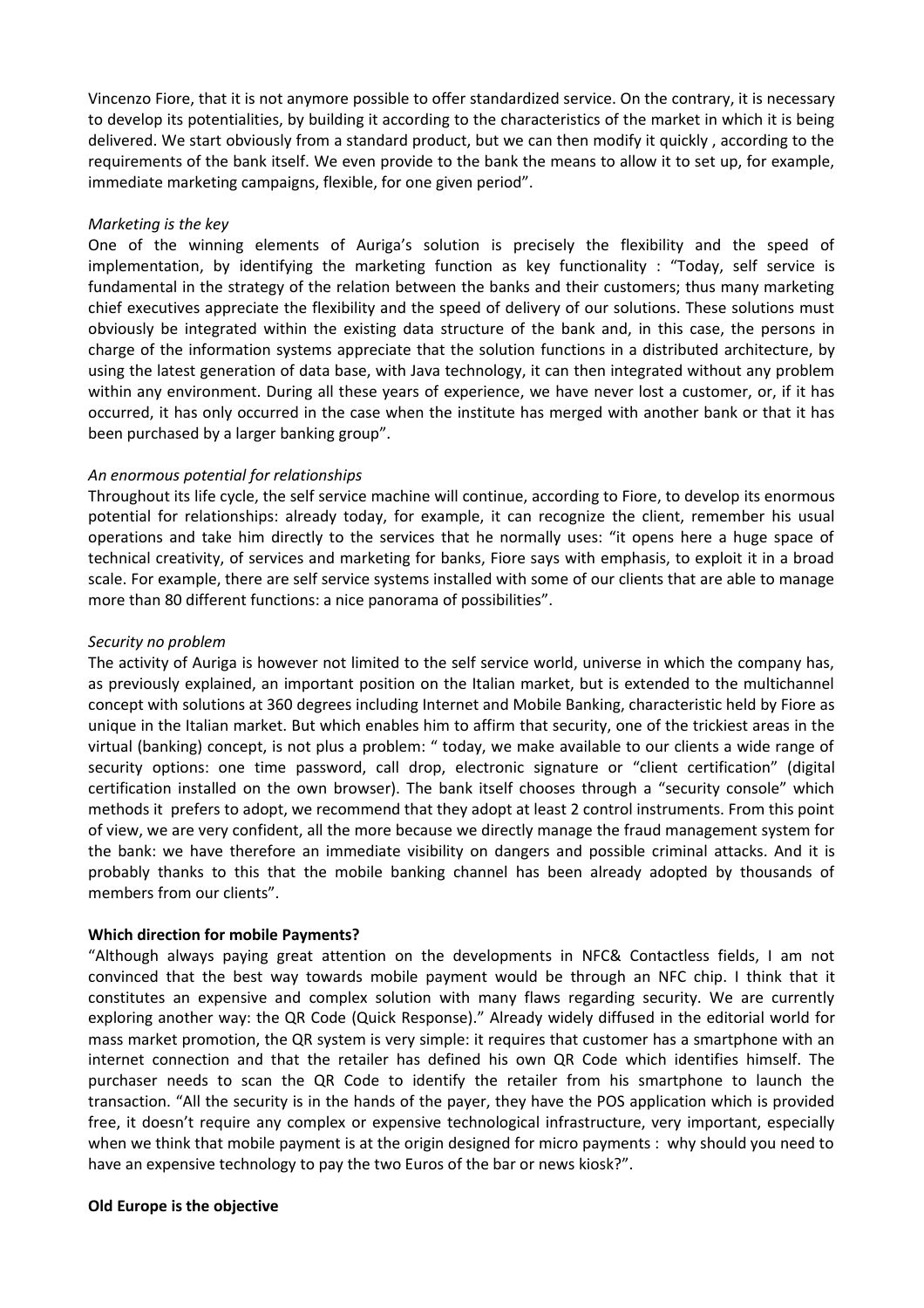Vincenzo Fiore, that it is not anymore possible to offer standardized service. On the contrary, it is necessary to develop its potentialities, by building it according to the characteristics of the market in which it is being delivered. We start obviously from a standard product, but we can then modify it quickly , according to the requirements of the bank itself. We even provide to the bank the means to allow it to set up, for example, immediate marketing campaigns, flexible, for one given period".

*Marketing is the key*

One of the winning elements of Auriga's solution is precisely the flexibility and the speed of implementation, by identifying the marketing function as key functionality : "Today, self service is fundamental in the strategy of the relation between the banks and their customers; thus many marketing chief executives appreciate the flexibility and the speed of delivery of our solutions. These solutions must obviously be integrated within the existing data structure of the bank and, in this case, the persons in charge of the information systems appreciate that the solution functions in a distributed architecture, by using the latest generation of data base, with Java technology, it can then integrated without any problem within any environment. During all these years of experience, we have never lost a customer, or, if it has occurred, it has only occurred in the case when the institute has merged with another bank or that it has been purchased by a larger banking group".

*An enormous potential for relationships*

Throughout its life cycle, the self service machine will continue, according to Fiore, to develop its enormous potential for relationships: already today, for example, it can recognize the client, remember his usual operations and take him directly to the services that he normally uses: "it opens here a huge space of technical creativity, of services and marketing for banks, Fiore says with emphasis, to exploit it in a broad scale. For example, there are self service systems installed with some of our clients that are able to manage more than 80 different functions: a nice panorama of possibilities".

*Security no problem*

The activity of Auriga is however not limited to the self service world, universe in which the company has, as previously explained, an important position on the Italian market, but is extended to the multichannel concept with solutions at 360 degrees including Internet and Mobile Banking, characteristic held by Fiore as unique in the Italian market. But which enables him to affirm that security, one of the trickiest areas in the virtual (banking) concept, is not plus a problem: " today, we make available to our clients a wide range of security options: one time password, call drop, electronic signature or "client certification" (digital certification installed on the own browser). The bank itself chooses through a "security console" which methods it prefers to adopt, we recommend that they adopt at least 2 control instruments. From this point of view, we are very confident, all the more because we directly manage the fraud management system for the bank: we have therefore an immediate visibility on dangers and possible criminal attacks. And it is probably thanks to this that the mobile banking channel has been already adopted by thousands of members from our clients".

**Which direction for mobile Payments?**

"Although always paying great attention on the developments in NFC& Contactless fields, I am not convinced that the best way towards mobile payment would be through an NFC chip. I think that it constitutes an expensive and complex solution with many flaws regarding security. We are currently exploring another way: the QR Code (Quick Response)." Already widely diffused in the editorial world for mass market promotion, the QR system is very simple: it requires that customer has a smartphone with an internet connection and that the retailer has defined his own QR Code which identifies himself. The purchaser needs to scan the QR Code to identify the retailer from his smartphone to launch the transaction. "All the security is in the hands of the payer, they have the POS application which is provided free, it doesn't require any complex or expensive technological infrastructure, very important, especially when we think that mobile payment is at the origin designed for micro payments : why should you need to have an expensive technology to pay the two Euros of the bar or news kiosk?".

**Old Europe is the objective**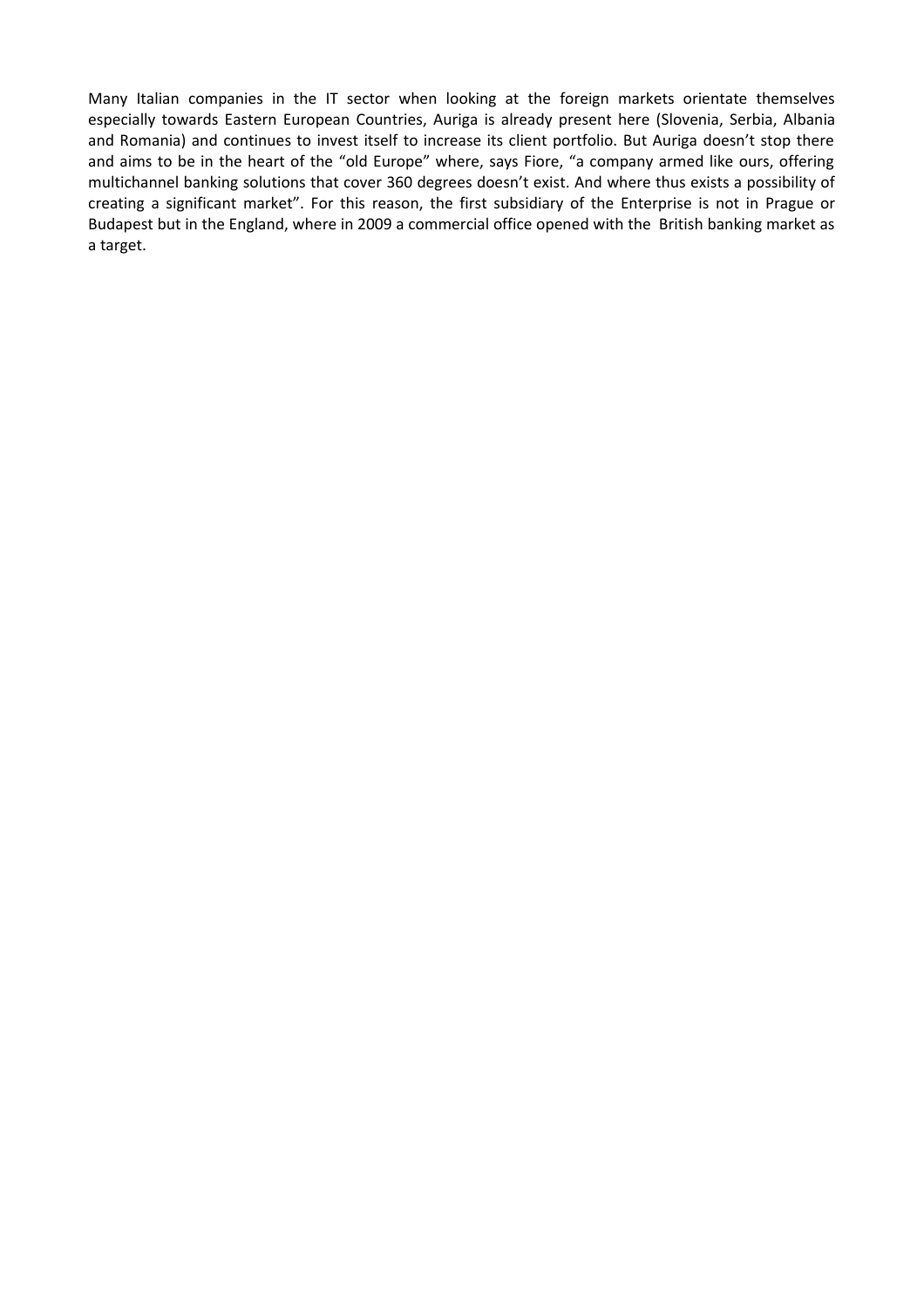Many Italian companies in the IT sector when looking at the foreign markets orientate themselves especially towards Eastern European Countries, Auriga is already present here (Slovenia, Serbia, Albania and Romania) and continues to invest itself to increase its client portfolio. But Auriga doesn't stop there and aims to be in the heart of the "old Europe" where, says Fiore, "a company armed like ours, offering multichannel banking solutions that cover 360 degrees doesn't exist. And where thus exists a possibility of creating a significant market". For this reason, the first subsidiary of the Enterprise is not in Prague or Budapest but in the England, where in 2009 a commercial office opened with the British banking market as a target.